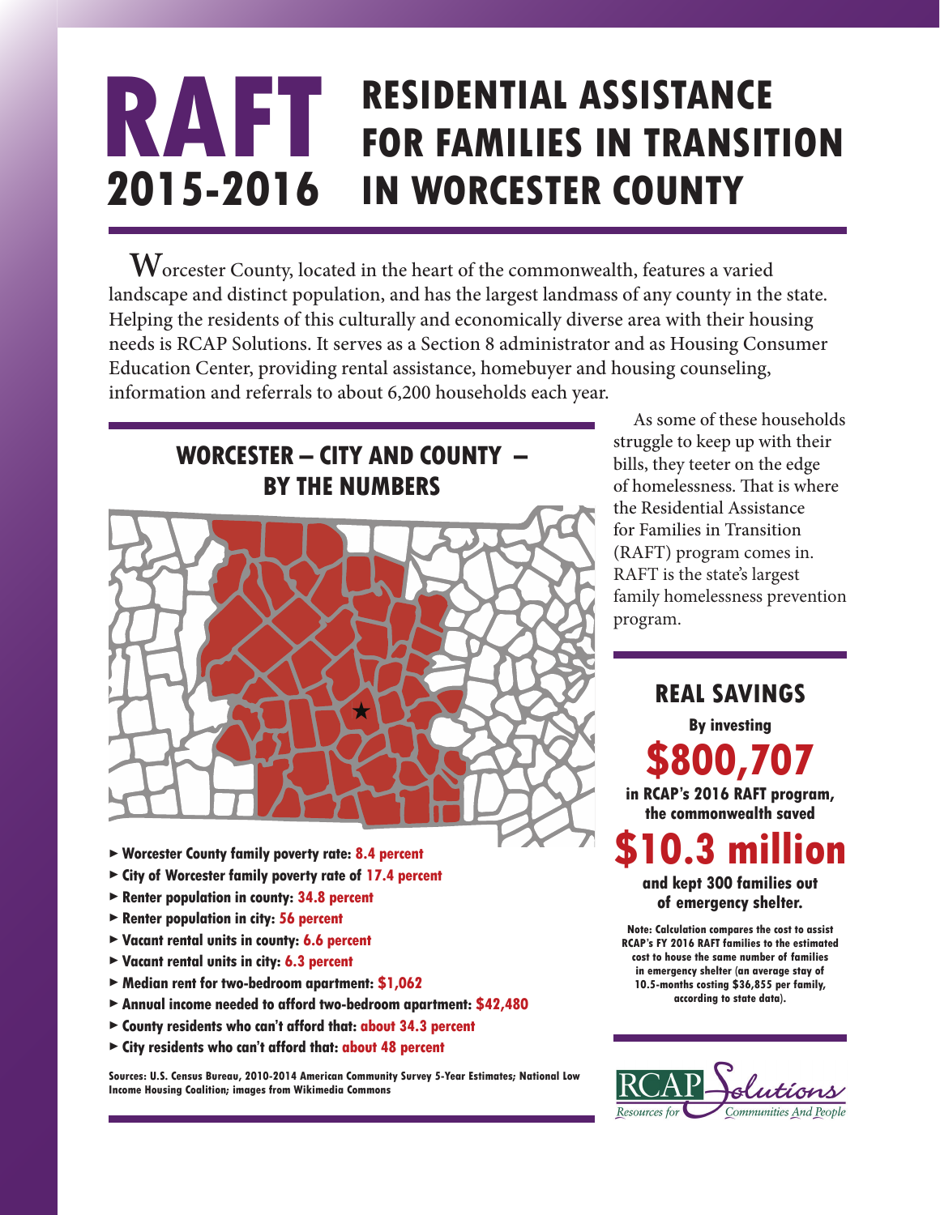# RAFT 2015-2016 RESIDENTIAL ASSISTANCE FOR FAMILIES IN TRANSITION IN WORCESTER COUNTY

Worcester County, located in the heart of the commonwealth, features a varied landscape and distinct population, and has the largest landmass of any county in the state. Helping the residents of this culturally and economically diverse area with their housing needs is RCAP Solutions. It serves as a Section 8 administrator and as Housing Consumer Education Center, providing rental assistance, homebuyer and housing counseling, information and referrals to about 6,200 households each year.

As some of these households struggle to keep up with their bills, they teeter on the edge of homelessness. That is where the Residential Assistance for Families in Transition (RAFT) program comes in. RAFT is the state's largest family homelessness prevention program.

## WORCESTER – CITY AND COUNTY – BY THE NUMBERS

- Worcester County family poverty rate: **8.4 percent**
- City of Worcester family poverty rate of **17.4 percent**
- Renter population in county: **34.8 percent**
- Renter population in city: **56 percent**
- Vacant rental units in county: **6.6 percent**
- Vacant rental units in city: **6.3 percent**
- Median rent for two-bedroom apartment: **$1,062**
- Annual income needed to afford two-bedroom apartment: **$42,480**
- County residents who can't afford that: **about 34.3 percent**
- City residents who can't afford that: **about 48 percent**

Sources: U.S. Census Bureau, 2010-2014 American Community Survey 5-Year Estimates; National Low Income Housing Coalition; images from Wikimedia Commons

## REAL SAVINGS

By investing

**$800,707**

in RCAP's 2016 RAFT program, the commonwealth saved

**$10.3 million**

and kept 300 families out of emergency shelter.

Note: Calculation compares the cost to assist RCAP's FY 2016 RAFT families to the estimated cost to house the same number of families in emergency shelter (an average stay of 10.5-months costing $36,855 per family, according to state data).

RCAP Solutions — Resources for Communities And People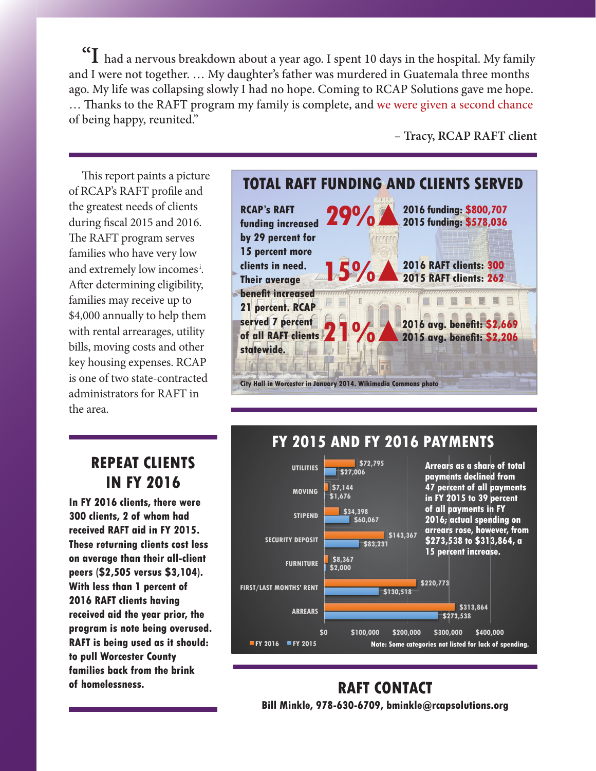"I had a nervous breakdown about a year ago. I spent 10 days in the hospital. My family and I were not together. … My daughter's father was murdered in Guatemala three months ago. My life was collapsing slowly I had no hope. Coming to RCAP Solutions gave me hope. … Thanks to the RAFT program my family is complete, and we were given a second chance of being happy, reunited."

– Tracy, RCAP RAFT client

This report paints a picture of RCAP's RAFT profile and the greatest needs of clients during fiscal 2015 and 2016. The RAFT program serves families who have very low and extremely low incomes[i]. After determining eligibility, families may receive up to $4,000 annually to help them with rental arrearages, utility bills, moving costs and other key housing expenses. RCAP is one of two state-contracted administrators for RAFT in the area.

## TOTAL RAFT FUNDING AND CLIENTS SERVED

**RCAP's RAFT funding increased by 29 percent for 15 percent more clients in need. Their average benefit increased 21 percent. RCAP served 7 percent of all RAFT clients statewide.**

**29%▲** 2016 funding: $800,707
2015 funding: $578,036

**15%▲** 2016 RAFT clients: 300
2015 RAFT clients: 262

**21%▲** 2016 avg. benefit: $2,669
2015 avg. benefit: $2,206

City Hall in Worcester in January 2014. Wikimedia Commons photo

## REPEAT CLIENTS IN FY 2016

**In FY 2016 clients, there were 300 clients, 2 of whom had received RAFT aid in FY 2015. These returning clients cost less on average than their all-client peers ($2,505 versus $3,104). With less than 1 percent of 2016 RAFT clients having received aid the year prior, the program is note being overused. RAFT is being used as it should: to pull Worcester County families back from the brink of homelessness.**

## FY 2015 AND FY 2016 PAYMENTS

| Category | FY 2016 | FY 2015 |
|---|---|---|
| UTILITIES | $72,795 | $27,006 |
| MOVING | $7,144 | $1,676 |
| STIPEND | $34,398 | $60,067 |
| SECURITY DEPOSIT | $143,367 | $83,231 |
| FURNITURE | $8,367 | $2,000 |
| FIRST/LAST MONTHS' RENT | $220,773 | $130,518 |
| ARREARS | $313,864 | $273,538 |

**Arrears as a share of total payments declined from 47 percent of all payments in FY 2015 to 39 percent of all payments in FY 2016; actual spending on arrears rose, however, from $273,538 to $313,864, a 15 percent increase.**

Note: Some categories not listed for lack of spending.

## RAFT CONTACT

**Bill Minkle, 978-630-6709, bminkle@rcapsolutions.org**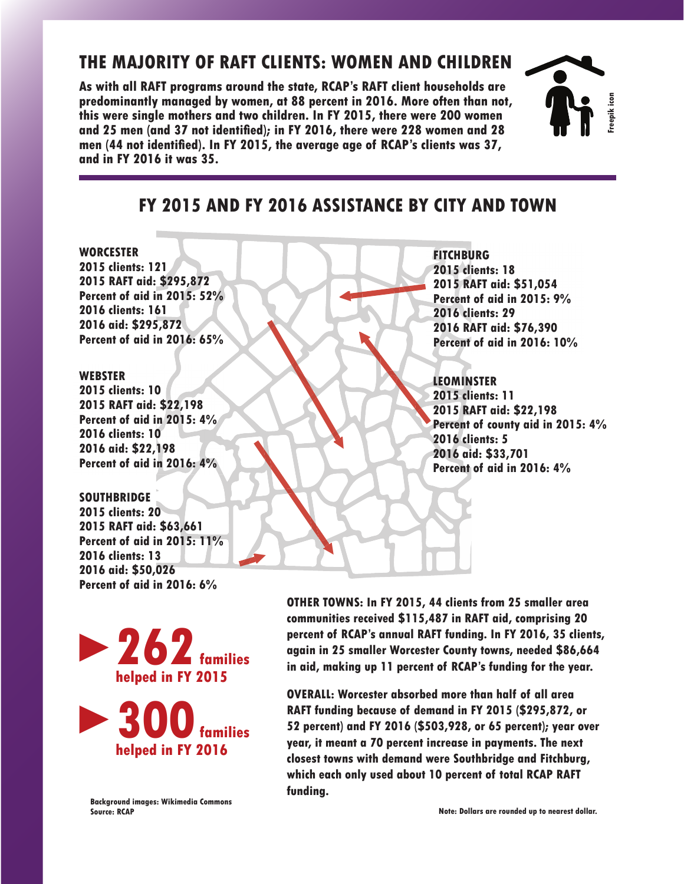## THE MAJORITY OF RAFT CLIENTS: WOMEN AND CHILDREN

**As with all RAFT programs around the state, RCAP's RAFT client households are predominantly managed by women, at 88 percent in 2016. More often than not, this were single mothers and two children. In FY 2015, there were 200 women and 25 men (and 37 not identified); in FY 2016, there were 228 women and 28 men (44 not identified). In FY 2015, the average age of RCAP's clients was 37, and in FY 2016 it was 35.**

Freepik icon

## FY 2015 AND FY 2016 ASSISTANCE BY CITY AND TOWN

**WORCESTER**
**2015 clients: 121**
**2015 RAFT aid: $295,872**
**Percent of aid in 2015: 52%**
**2016 clients: 161**
**2016 aid: $295,872**
**Percent of aid in 2016: 65%**

**WEBSTER**
**2015 clients: 10**
**2015 RAFT aid: $22,198**
**Percent of aid in 2015: 4%**
**2016 clients: 10**
**2016 aid: $22,198**
**Percent of aid in 2016: 4%**

**SOUTHBRIDGE**
**2015 clients: 20**
**2015 RAFT aid: $63,661**
**Percent of aid in 2015: 11%**
**2016 clients: 13**
**2016 aid: $50,026**
**Percent of aid in 2016: 6%**

**FITCHBURG**
**2015 clients: 18**
**2015 RAFT aid: $51,054**
**Percent of aid in 2015: 9%**
**2016 clients: 29**
**2016 RAFT aid: $76,390**
**Percent of aid in 2016: 10%**

**LEOMINSTER**
**2015 clients: 11**
**2015 RAFT aid: $22,198**
**Percent of county aid in 2015: 4%**
**2016 clients: 5**
**2016 aid: $33,701**
**Percent of aid in 2016: 4%**

**262 families helped in FY 2015**

**300 families helped in FY 2016**

**OTHER TOWNS: In FY 2015, 44 clients from 25 smaller area communities received $115,487 in RAFT aid, comprising 20 percent of RCAP's annual RAFT funding. In FY 2016, 35 clients, again in 25 smaller Worcester County towns, needed $86,664 in aid, making up 11 percent of RCAP's funding for the year.**

**OVERALL: Worcester absorbed more than half of all area RAFT funding because of demand in FY 2015 ($295,872, or 52 percent) and FY 2016 ($503,928, or 65 percent); year over year, it meant a 70 percent increase in payments. The next closest towns with demand were Southbridge and Fitchburg, which each only used about 10 percent of total RCAP RAFT funding.**

Background images: Wikimedia Commons
Source: RCAP

Note: Dollars are rounded up to nearest dollar.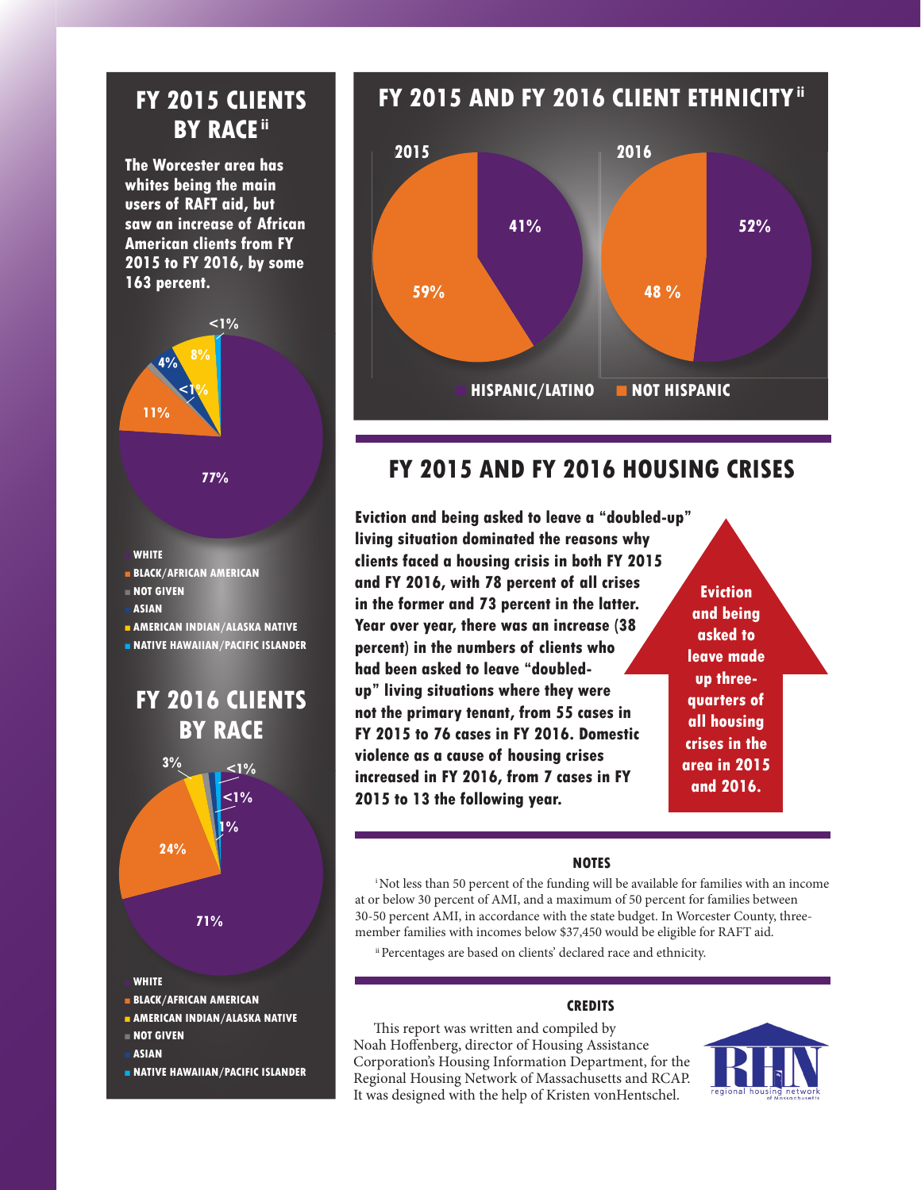## FY 2015 CLIENTS BY RACE [ii]

**The Worcester area has whites being the main users of RAFT aid, but saw an increase of African American clients from FY 2015 to FY 2016, by some 163 percent.**

<1%
8%
4%
<1%
11%
77%

- WHITE
- BLACK/AFRICAN AMERICAN
- NOT GIVEN
- ASIAN
- AMERICAN INDIAN/ALASKA NATIVE
- NATIVE HAWAIIAN/PACIFIC ISLANDER

## FY 2016 CLIENTS BY RACE

3%
<1%
<1%
1%
24%
71%

- WHITE
- BLACK/AFRICAN AMERICAN
- AMERICAN INDIAN/ALASKA NATIVE
- NOT GIVEN
- ASIAN
- NATIVE HAWAIIAN/PACIFIC ISLANDER

## FY 2015 AND FY 2016 CLIENT ETHNICITY [ii]

2015
41%
59%

2016
52%
48 %

HISPANIC/LATINO
NOT HISPANIC

## FY 2015 AND FY 2016 HOUSING CRISES

**Eviction and being asked to leave a "doubled-up" living situation dominated the reasons why clients faced a housing crisis in both FY 2015 and FY 2016, with 78 percent of all crises in the former and 73 percent in the latter. Year over year, there was an increase (38 percent) in the numbers of clients who had been asked to leave "doubled-up" living situations where they were not the primary tenant, from 55 cases in FY 2015 to 76 cases in FY 2016. Domestic violence as a cause of housing crises increased in FY 2016, from 7 cases in FY 2015 to 13 the following year.**

**Eviction and being asked to leave made up three-quarters of all housing crises in the area in 2015 and 2016.**

### NOTES

[i] Not less than 50 percent of the funding will be available for families with an income at or below 30 percent of AMI, and a maximum of 50 percent for families between 30-50 percent AMI, in accordance with the state budget. In Worcester County, three-member families with incomes below $37,450 would be eligible for RAFT aid.

[ii] Percentages are based on clients' declared race and ethnicity.

### CREDITS

This report was written and compiled by Noah Hoffenberg, director of Housing Assistance Corporation's Housing Information Department, for the Regional Housing Network of Massachusetts and RCAP. It was designed with the help of Kristen vonHentschel.

RHN regional housing network of Massachusetts